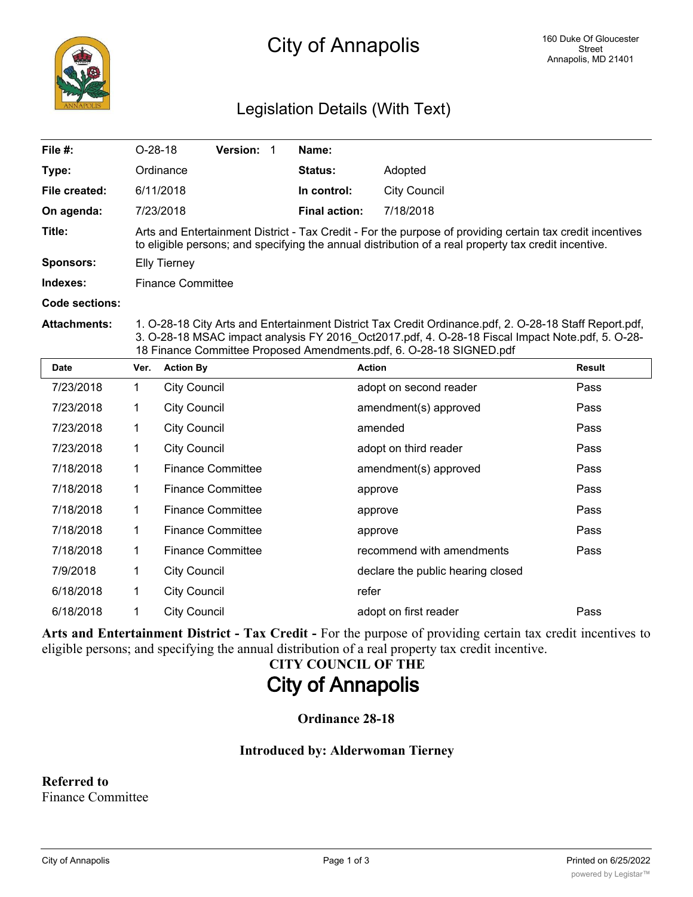# City of Annapolis

160 Duke Of Gloucester Street
Annapolis, MD 21401

## Legislation Details (With Text)

| | | | |
|---|---|---|---|
| **File #:** | O-28-18 **Version:** 1 | **Name:** | |
| **Type:** | Ordinance | **Status:** | Adopted |
| **File created:** | 6/11/2018 | **In control:** | City Council |
| **On agenda:** | 7/23/2018 | **Final action:** | 7/18/2018 |

**Title:** Arts and Entertainment District - Tax Credit - For the purpose of providing certain tax credit incentives to eligible persons; and specifying the annual distribution of a real property tax credit incentive.

**Sponsors:** Elly Tierney

**Indexes:** Finance Committee

**Code sections:**

**Attachments:** 1. O-28-18 City Arts and Entertainment District Tax Credit Ordinance.pdf, 2. O-28-18 Staff Report.pdf, 3. O-28-18 MSAC impact analysis FY 2016_Oct2017.pdf, 4. O-28-18 Fiscal Impact Note.pdf, 5. O-28-18 Finance Committee Proposed Amendments.pdf, 6. O-28-18 SIGNED.pdf

| Date | Ver. | Action By | Action | Result |
|---|---|---|---|---|
| 7/23/2018 | 1 | City Council | adopt on second reader | Pass |
| 7/23/2018 | 1 | City Council | amendment(s) approved | Pass |
| 7/23/2018 | 1 | City Council | amended | Pass |
| 7/23/2018 | 1 | City Council | adopt on third reader | Pass |
| 7/18/2018 | 1 | Finance Committee | amendment(s) approved | Pass |
| 7/18/2018 | 1 | Finance Committee | approve | Pass |
| 7/18/2018 | 1 | Finance Committee | approve | Pass |
| 7/18/2018 | 1 | Finance Committee | approve | Pass |
| 7/18/2018 | 1 | Finance Committee | recommend with amendments | Pass |
| 7/9/2018 | 1 | City Council | declare the public hearing closed | |
| 6/18/2018 | 1 | City Council | refer | |
| 6/18/2018 | 1 | City Council | adopt on first reader | Pass |

**Arts and Entertainment District - Tax Credit -** For the purpose of providing certain tax credit incentives to eligible persons; and specifying the annual distribution of a real property tax credit incentive.

**CITY COUNCIL OF THE**

# City of Annapolis

**Ordinance 28-18**

**Introduced by: Alderwoman Tierney**

**Referred to**
Finance Committee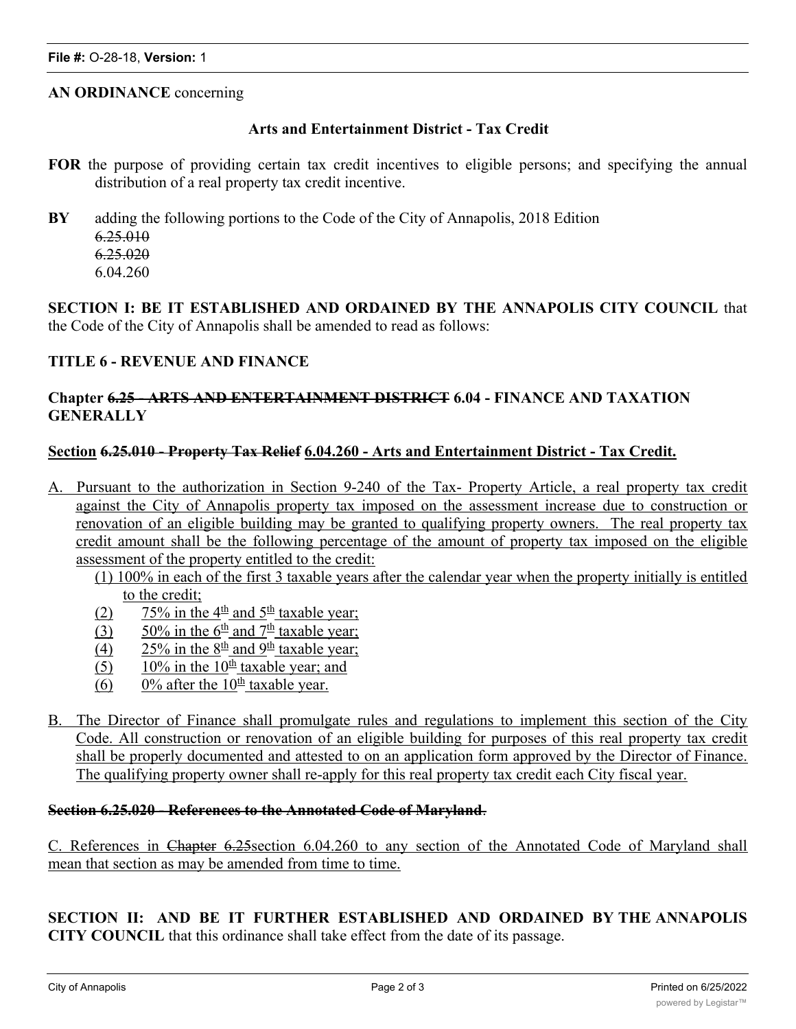**File #:** O-28-18, **Version:** 1

**AN ORDINANCE** concerning

**Arts and Entertainment District - Tax Credit**

**FOR** the purpose of providing certain tax credit incentives to eligible persons; and specifying the annual distribution of a real property tax credit incentive.

**BY** adding the following portions to the Code of the City of Annapolis, 2018 Edition
~~6.25.010~~
~~6.25.020~~
6.04.260

**SECTION I: BE IT ESTABLISHED AND ORDAINED BY THE ANNAPOLIS CITY COUNCIL** that the Code of the City of Annapolis shall be amended to read as follows:

**TITLE 6 - REVENUE AND FINANCE**

**Chapter ~~6.25 - ARTS AND ENTERTAINMENT DISTRICT~~ 6.04 - FINANCE AND TAXATION GENERALLY**

**Section ~~6.25.010 - Property Tax Relief~~ 6.04.260 - Arts and Entertainment District - Tax Credit.**

A. Pursuant to the authorization in Section 9-240 of the Tax- Property Article, a real property tax credit against the City of Annapolis property tax imposed on the assessment increase due to construction or renovation of an eligible building may be granted to qualifying property owners. The real property tax credit amount shall be the following percentage of the amount of property tax imposed on the eligible assessment of the property entitled to the credit:
   (1) 100% in each of the first 3 taxable years after the calendar year when the property initially is entitled to the credit;
   (2) 75% in the 4th and 5th taxable year;
   (3) 50% in the 6th and 7th taxable year;
   (4) 25% in the 8th and 9th taxable year;
   (5) 10% in the 10th taxable year; and
   (6) 0% after the 10th taxable year.

B. The Director of Finance shall promulgate rules and regulations to implement this section of the City Code. All construction or renovation of an eligible building for purposes of this real property tax credit shall be properly documented and attested to on an application form approved by the Director of Finance. The qualifying property owner shall re-apply for this real property tax credit each City fiscal year.

**~~Section 6.25.020 - References to the Annotated Code of Maryland~~.**

C. References in ~~Chapter 6.25~~section 6.04.260 to any section of the Annotated Code of Maryland shall mean that section as may be amended from time to time.

**SECTION II: AND BE IT FURTHER ESTABLISHED AND ORDAINED BY THE ANNAPOLIS CITY COUNCIL** that this ordinance shall take effect from the date of its passage.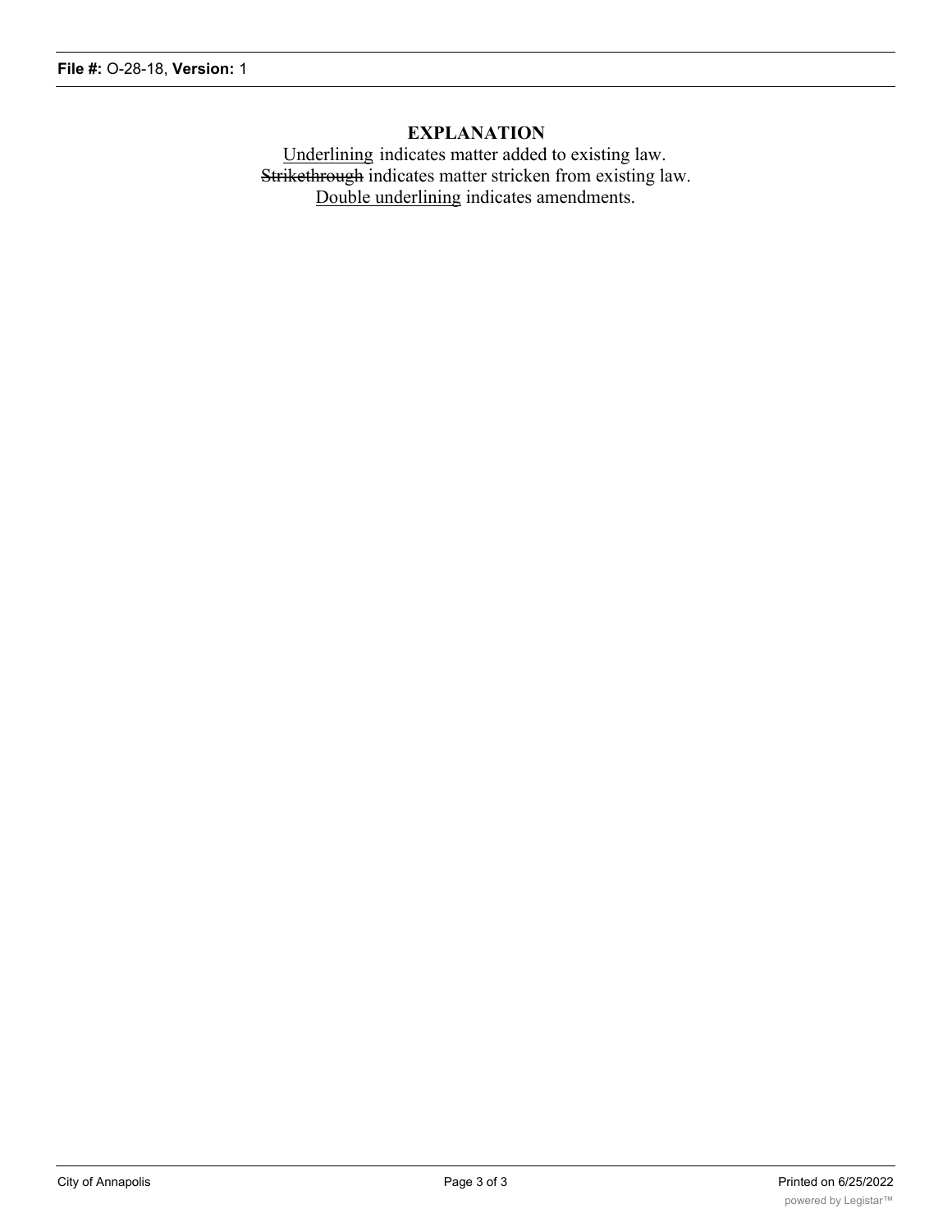**EXPLANATION**

Underlining indicates matter added to existing law.
~~Strikethrough~~ indicates matter stricken from existing law.
Double underlining indicates amendments.